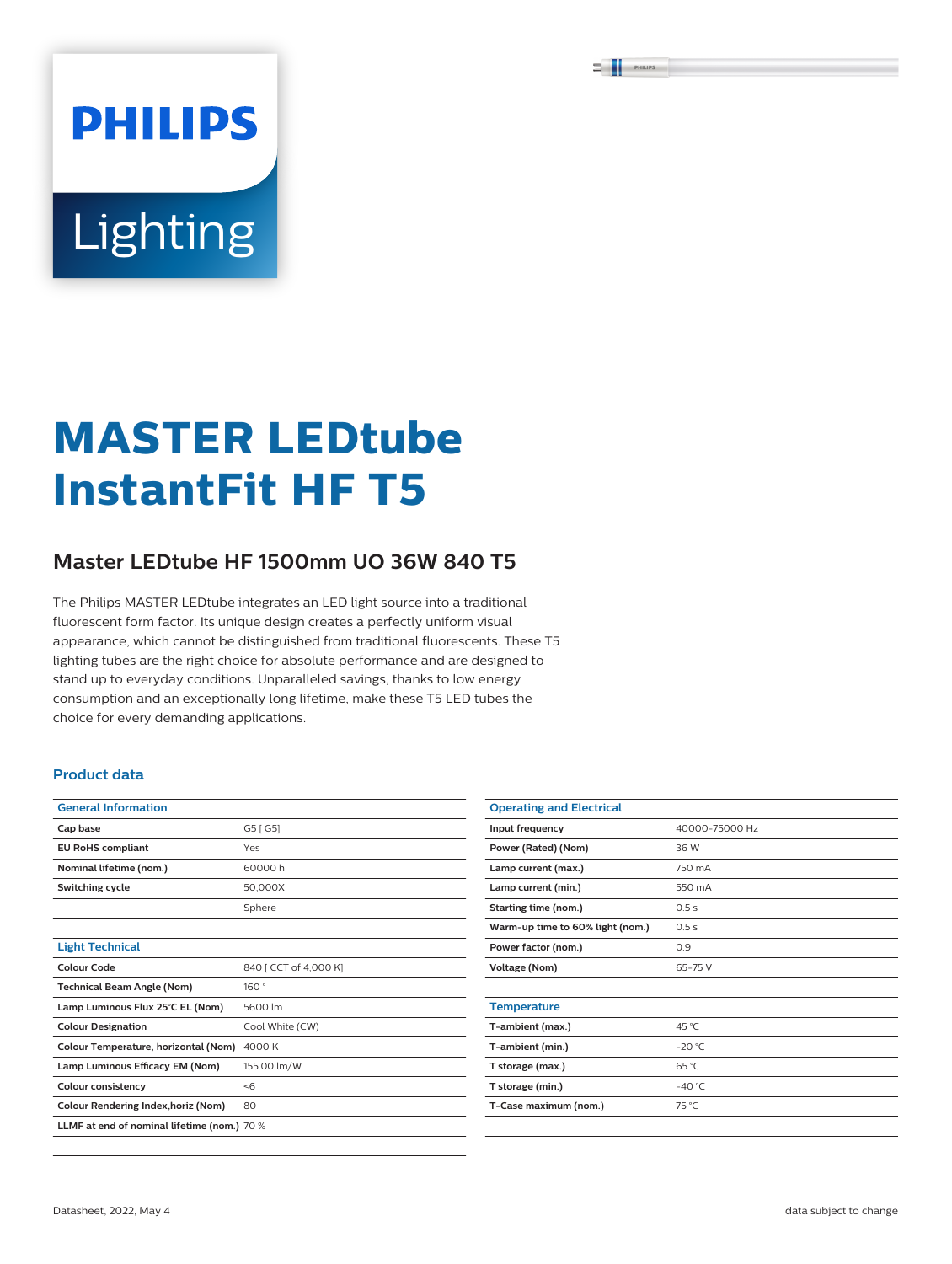# MASTER LEDtube InstantFit HF T5

## Master LEDtube HF 1500mm UO 36W 840 T5

The Philips MASTER LEDtube integrates an LED light source into a traditional fluorescent form factor. Its unique design creates a perfectly uniform visual appearance, which cannot be distinguished from traditional fluorescents. These T5 lighting tubes are the right choice for absolute performance and are designed to stand up to everyday conditions. Unparalleled savings, thanks to low energy consumption and an exceptionally long lifetime, make these T5 LED tubes the choice for every demanding applications.

### Product data

| General Information | |
|---|---|
| **Cap base** | G5 [ G5] |
| **EU RoHS compliant** | Yes |
| **Nominal lifetime (nom.)** | 60000 h |
| **Switching cycle** | 50,000X |
| | Sphere |

| Light Technical | |
|---|---|
| **Colour Code** | 840 [ CCT of 4,000 K] |
| **Technical Beam Angle (Nom)** | 160 ° |
| **Lamp Luminous Flux 25°C EL (Nom)** | 5600 lm |
| **Colour Designation** | Cool White (CW) |
| **Colour Temperature, horizontal (Nom)** | 4000 K |
| **Lamp Luminous Efficacy EM (Nom)** | 155.00 lm/W |
| **Colour consistency** | <6 |
| **Colour Rendering Index,horiz (Nom)** | 80 |
| **LLMF at end of nominal lifetime (nom.)** | 70 % |

| Operating and Electrical | |
|---|---|
| **Input frequency** | 40000-75000 Hz |
| **Power (Rated) (Nom)** | 36 W |
| **Lamp current (max.)** | 750 mA |
| **Lamp current (min.)** | 550 mA |
| **Starting time (nom.)** | 0.5 s |
| **Warm-up time to 60% light (nom.)** | 0.5 s |
| **Power factor (nom.)** | 0.9 |
| **Voltage (Nom)** | 65-75 V |

| Temperature | |
|---|---|
| **T-ambient (max.)** | 45 °C |
| **T-ambient (min.)** | -20 °C |
| **T storage (max.)** | 65 °C |
| **T storage (min.)** | -40 °C |
| **T-Case maximum (nom.)** | 75 °C |

Datasheet, 2022, May 4

data subject to change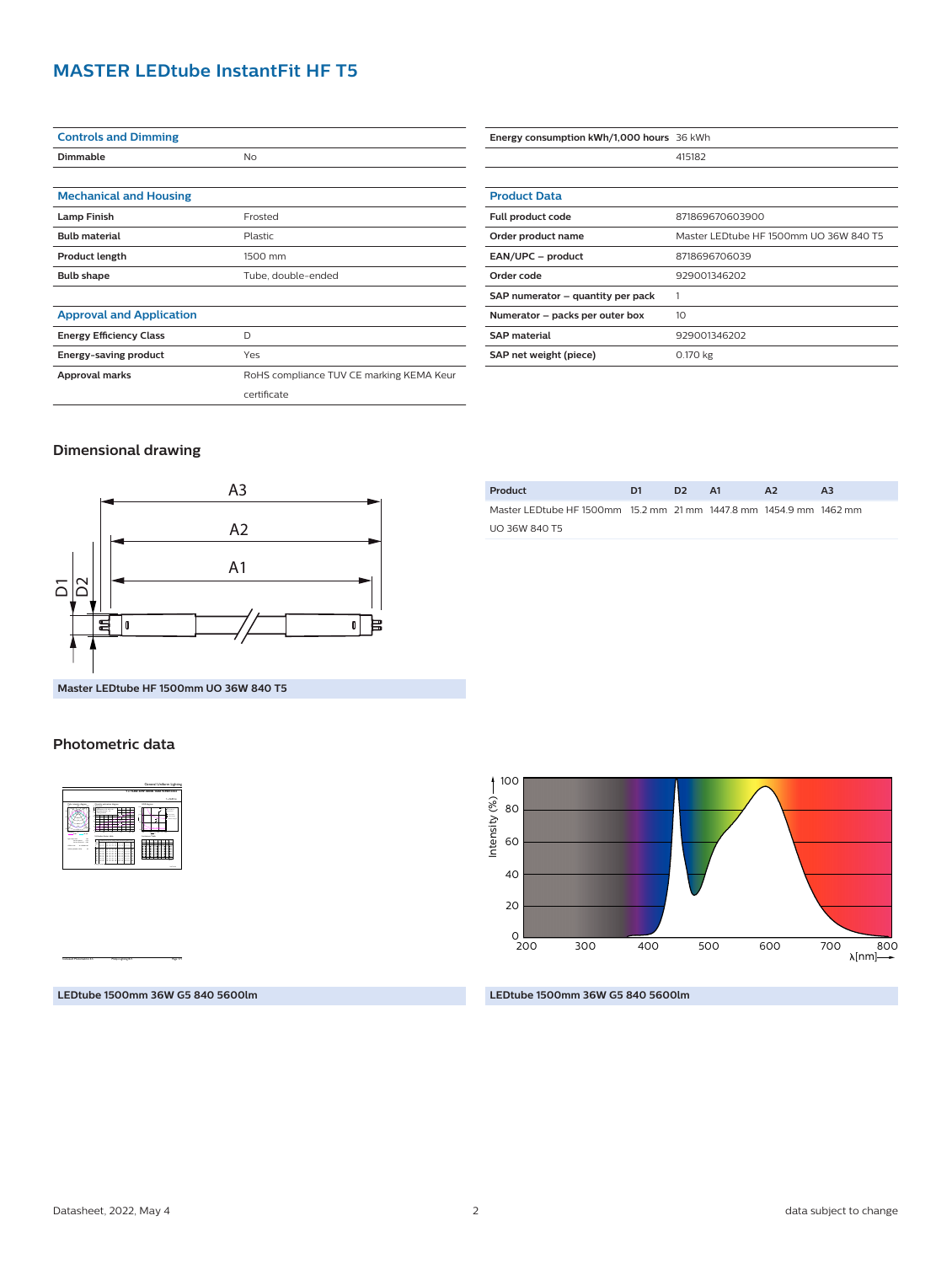# MASTER LEDtube InstantFit HF T5

| Controls and Dimming | |
|---|---|
| Dimmable | No |

| Mechanical and Housing | |
|---|---|
| Lamp Finish | Frosted |
| Bulb material | Plastic |
| Product length | 1500 mm |
| Bulb shape | Tube, double-ended |

| Approval and Application | |
|---|---|
| Energy Efficiency Class | D |
| Energy-saving product | Yes |
| Approval marks | RoHS compliance TUV CE marking KEMA Keur certificate |

| | |
|---|---|
| Energy consumption kWh/1,000 hours | 36 kWh |
| | 415182 |

| Product Data | |
|---|---|
| Full product code | 871869670603900 |
| Order product name | Master LEDtube HF 1500mm UO 36W 840 T5 |
| EAN/UPC – product | 8718696706039 |
| Order code | 929001346202 |
| SAP numerator – quantity per pack | 1 |
| Numerator – packs per outer box | 10 |
| SAP material | 929001346202 |
| SAP net weight (piece) | 0.170 kg |

## Dimensional drawing

Master LEDtube HF 1500mm UO 36W 840 T5

| Product | D1 | D2 | A1 | A2 | A3 |
|---|---|---|---|---|---|
| Master LEDtube HF 1500mm UO 36W 840 T5 | 15.2 mm | 21 mm | 1447.8 mm | 1454.9 mm | 1462 mm |

## Photometric data

LEDtube 1500mm 36W G5 840 5600lm

LEDtube 1500mm 36W G5 840 5600lm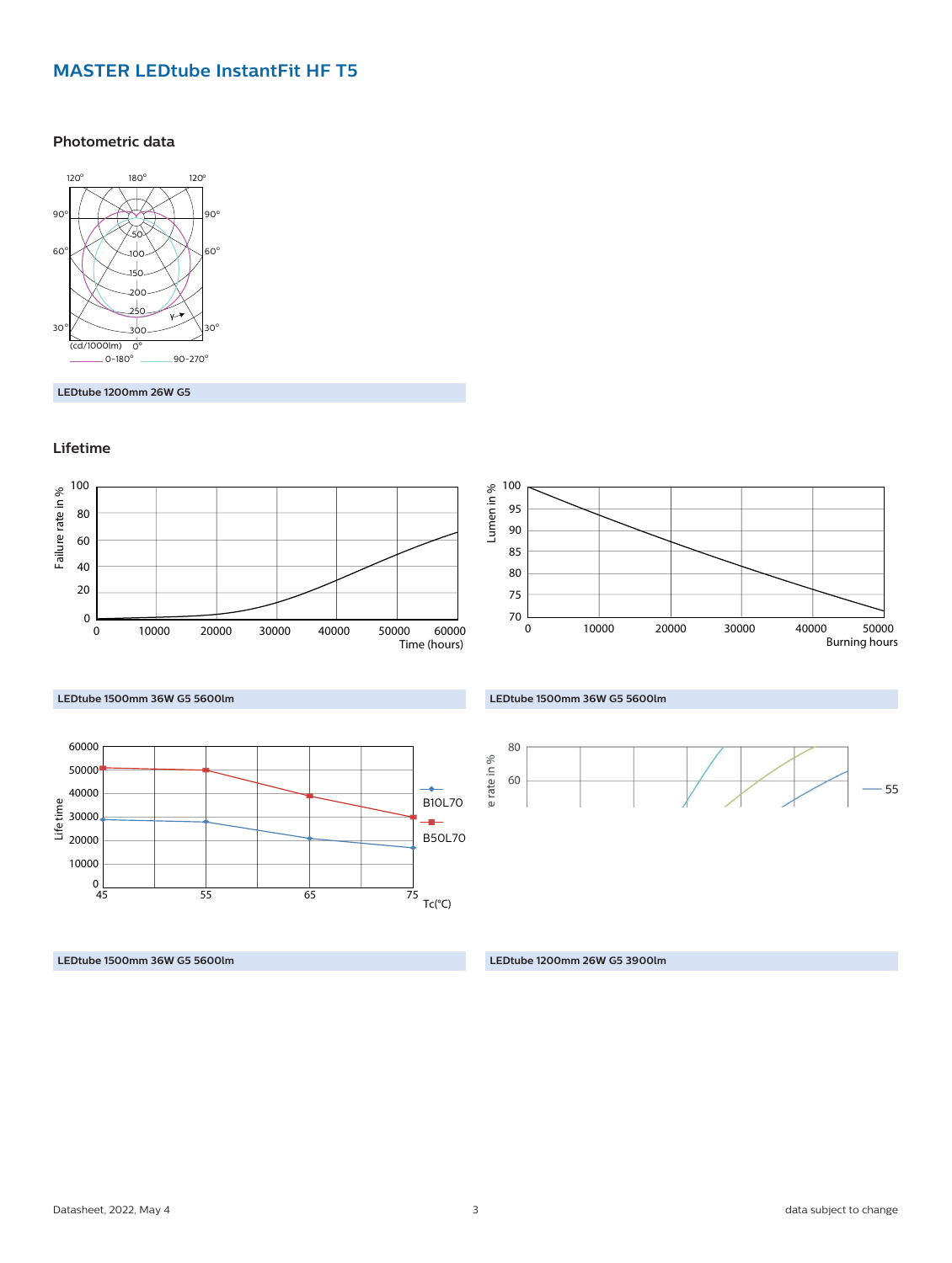# MASTER LEDtube InstantFit HF T5

## Photometric data

LEDtube 1200mm 26W G5

## Lifetime

LEDtube 1500mm 36W G5 5600lm

LEDtube 1500mm 36W G5 5600lm

LEDtube 1500mm 36W G5 5600lm

LEDtube 1200mm 26W G5 3900lm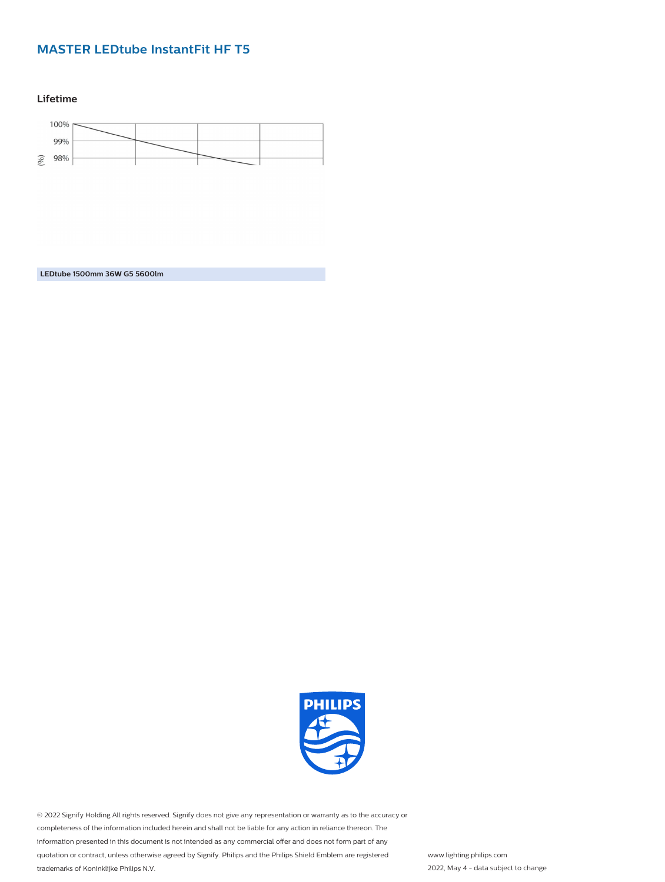# MASTER LEDtube InstantFit HF T5

## Lifetime

100%
99%
98%
(%)

**LEDtube 1500mm 36W G5 5600lm**

© 2022 Signify Holding All rights reserved. Signify does not give any representation or warranty as to the accuracy or completeness of the information included herein and shall not be liable for any action in reliance thereon. The information presented in this document is not intended as any commercial offer and does not form part of any quotation or contract, unless otherwise agreed by Signify. Philips and the Philips Shield Emblem are registered trademarks of Koninklijke Philips N.V.

www.lighting.philips.com

2022, May 4 - data subject to change